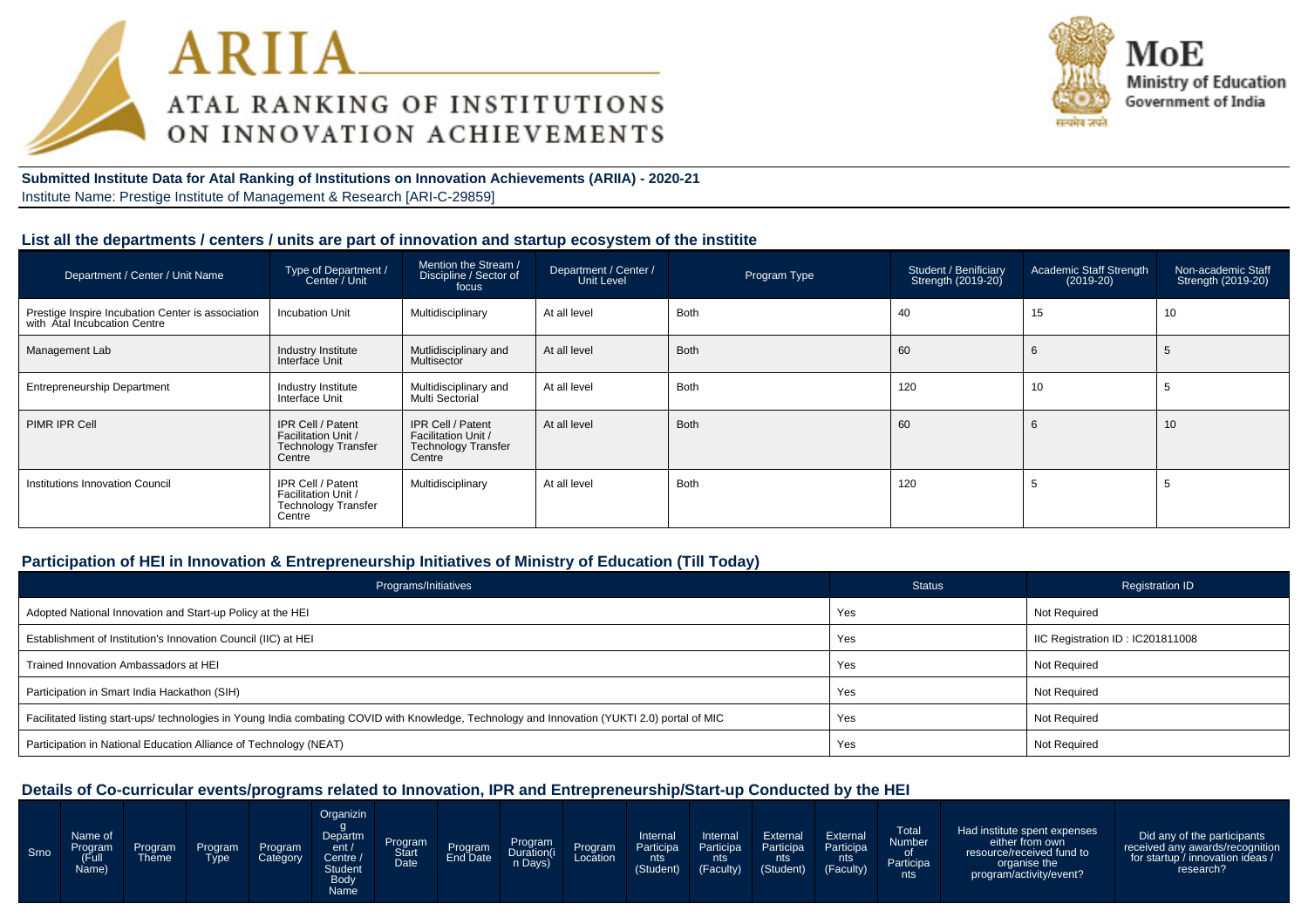# ARIIA
## ATAL RANKING OF INSTITUTIONS ON INNOVATION ACHIEVEMENTS

**MoE**
Ministry of Education
Government of India

**Submitted Institute Data for Atal Ranking of Institutions on Innovation Achievements (ARIIA) - 2020-21**
Institute Name: Prestige Institute of Management & Research [ARI-C-29859]

### List all the departments / centers / units are part of innovation and startup ecosystem of the institite

| Department / Center / Unit Name | Type of Department / Center / Unit | Mention the Stream / Discipline / Sector of focus | Department / Center / Unit Level | Program Type | Student / Benificiary Strength (2019-20) | Academic Staff Strength (2019-20) | Non-academic Staff Strength (2019-20) |
|---|---|---|---|---|---|---|---|
| Prestige Inspire Incubation Center is association with Atal Incubcation Centre | Incubation Unit | Multidisciplinary | At all level | Both | 40 | 15 | 10 |
| Management Lab | Industry Institute Interface Unit | Mutlidisciplinary and Multisector | At all level | Both | 60 | 6 | 5 |
| Entrepreneurship Department | Industry Institute Interface Unit | Multidisciplinary and Multi Sectorial | At all level | Both | 120 | 10 | 5 |
| PIMR IPR Cell | IPR Cell / Patent Facilitation Unit / Technology Transfer Centre | IPR Cell / Patent Facilitation Unit / Technology Transfer Centre | At all level | Both | 60 | 6 | 10 |
| Institutions Innovation Council | IPR Cell / Patent Facilitation Unit / Technology Transfer Centre | Multidisciplinary | At all level | Both | 120 | 5 | 5 |

### Participation of HEI in Innovation & Entrepreneurship Initiatives of Ministry of Education (Till Today)

| Programs/Initiatives | Status | Registration ID |
|---|---|---|
| Adopted National Innovation and Start-up Policy at the HEI | Yes | Not Required |
| Establishment of Institution's Innovation Council (IIC) at HEI | Yes | IIC Registration ID : IC201811008 |
| Trained Innovation Ambassadors at HEI | Yes | Not Required |
| Participation in Smart India Hackathon (SIH) | Yes | Not Required |
| Facilitated listing start-ups/ technologies in Young India combating COVID with Knowledge, Technology and Innovation (YUKTI 2.0) portal of MIC | Yes | Not Required |
| Participation in National Education Alliance of Technology (NEAT) | Yes | Not Required |

### Details of Co-curricular events/programs related to Innovation, IPR and Entrepreneurship/Start-up Conducted by the HEI

| Srno | Name of Program (Full Name) | Program Theme | Program Type | Program Category | Organizing Department / Centre / Student Body Name | Program Start Date | Program End Date | Program Duration(in Days) | Program Location | Internal Participants (Student) | Internal Participants (Faculty) | External Participants (Student) | External Participants (Faculty) | Total Number of Participants | Had institute spent expenses either from own resource/received fund to organise the program/activity/event? | Did any of the participants received any awards/recognition for startup / innovation ideas / research? |
|---|---|---|---|---|---|---|---|---|---|---|---|---|---|---|---|---|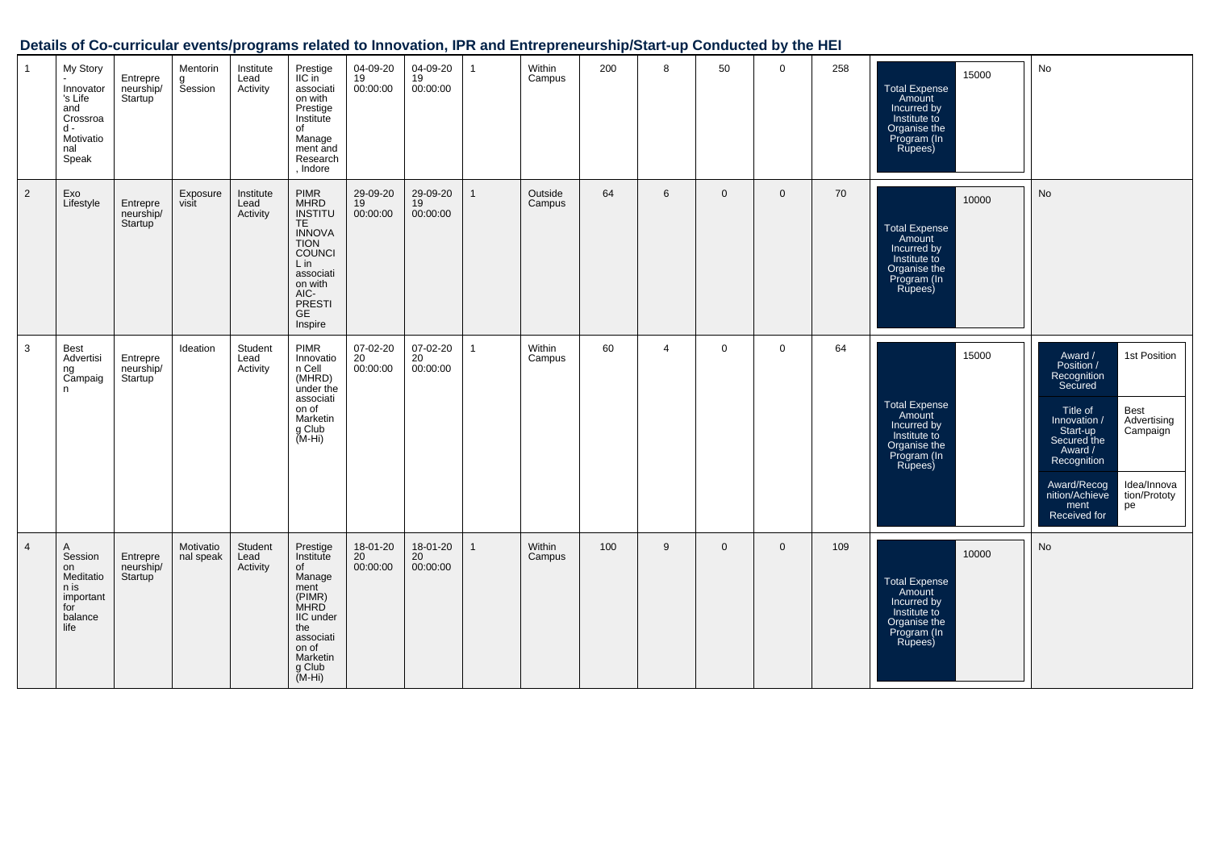## Details of Co-curricular events/programs related to Innovation, IPR and Entrepreneurship/Start-up Conducted by the HEI

| | | | | | | | | | | | | | | | | |
|---|---|---|---|---|---|---|---|---|---|---|---|---|---|---|---|---|
| 1 | My Story - Innovator's Life and Crossroad - Motivational Speak | Entrepreneurship/ Startup | Mentoring Session | Institute Lead Activity | Prestige IIC in association with Prestige Institute of Management and Research , Indore | 04-09-2019 00:00:00 | 04-09-2019 00:00:00 | 1 | Within Campus | 200 | 8 | 50 | 0 | 258 | Total Expense Amount Incurred by Institute to Organise the Program (In Rupees): 15000 | No |
| 2 | Exo Lifestyle | Entrepreneurship/ Startup | Exposure visit | Institute Lead Activity | PIMR MHRD INSTITUTE INNOVATION COUNCIL in association with AIC-PRESTIGE Inspire | 29-09-2019 00:00:00 | 29-09-2019 00:00:00 | 1 | Outside Campus | 64 | 6 | 0 | 0 | 70 | Total Expense Amount Incurred by Institute to Organise the Program (In Rupees): 10000 | No |
| 3 | Best Advertising Campaign | Entrepreneurship/ Startup | Ideation | Student Lead Activity | PIMR Innovation Cell (MHRD) under the association of Marketing Club (M-Hi) | 07-02-2020 00:00:00 | 07-02-2020 00:00:00 | 1 | Within Campus | 60 | 4 | 0 | 0 | 64 | Total Expense Amount Incurred by Institute to Organise the Program (In Rupees): 15000 | Award / Position / Recognition Secured: 1st Position; Title of Innovation / Start-up Secured the Award / Recognition: Best Advertising Campaign; Award/Recognition/Achievement Received for: Idea/Innovation/Prototype |
| 4 | A Session on Meditation is important for balance life | Entrepreneurship/ Startup | Motivational speak | Student Lead Activity | Prestige Institute of Management (PIMR) MHRD IIC under the association of Marketing Club (M-Hi) | 18-01-2020 00:00:00 | 18-01-2020 00:00:00 | 1 | Within Campus | 100 | 9 | 0 | 0 | 109 | Total Expense Amount Incurred by Institute to Organise the Program (In Rupees): 10000 | No |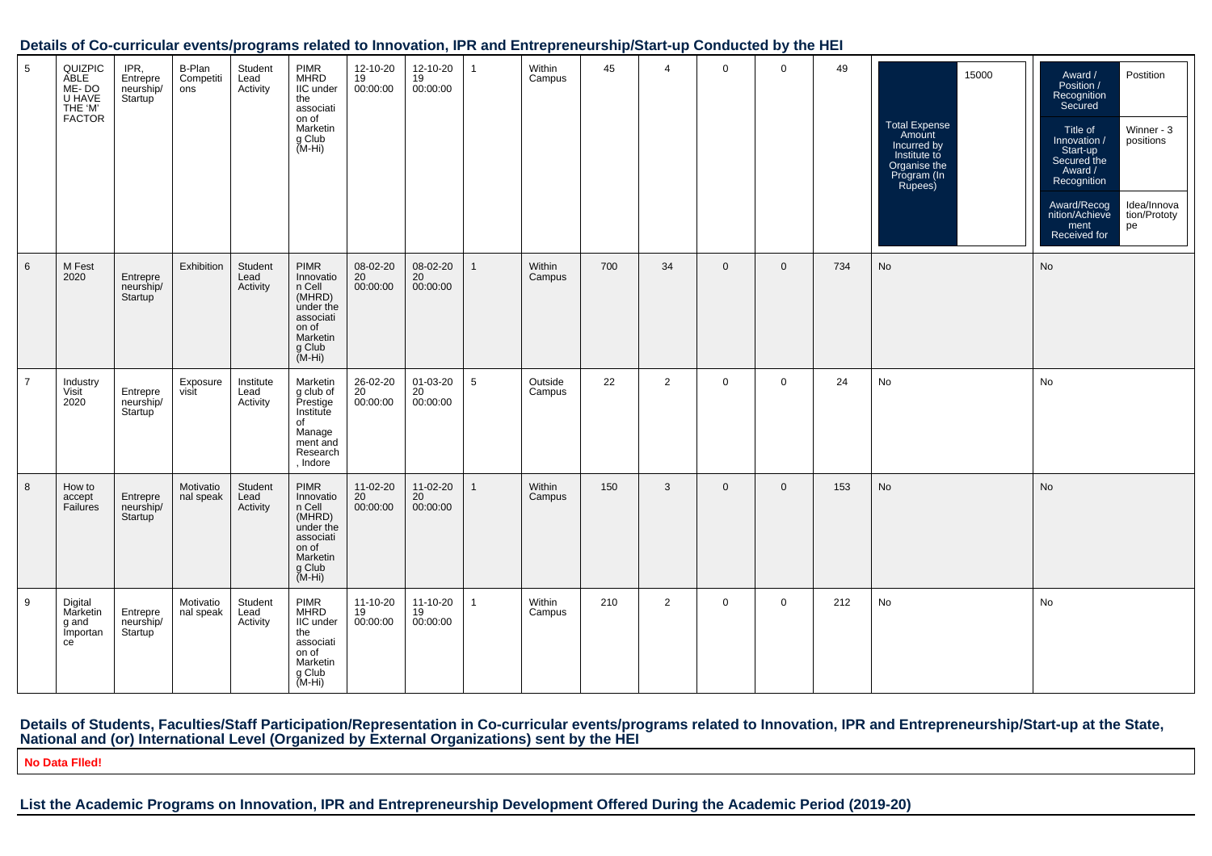## Details of Co-curricular events/programs related to Innovation, IPR and Entrepreneurship/Start-up Conducted by the HEI

| | | | | | | | | | | | | | | | | |
|---|---|---|---|---|---|---|---|---|---|---|---|---|---|---|---|---|
| 5 | QUIZPICABLE ME- DO U HAVE THE 'M' FACTOR | IPR, Entrepreneurship/ Startup | B-Plan Competitions | Student Lead Activity | PIMR MHRD IIC under the association of Marketing Club (M-Hi) | 12-10-2019 00:00:00 | 12-10-2019 00:00:00 | 1 | Within Campus | 45 | 4 | 0 | 0 | 49 | Total Expense Amount Incurred by Institute to Organise the Program (In Rupees): 15000 | Award / Position / Recognition Secured: Postition; Title of Innovation / Start-up Secured the Award / Recognition: Winner - 3 positions; Award/Recognition/Achievement Received for: Idea/Innovation/Prototype |
| 6 | M Fest 2020 | Entrepreneurship/ Startup | Exhibition | Student Lead Activity | PIMR Innovation Cell (MHRD) under the association of Marketing Club (M-Hi) | 08-02-2020 00:00:00 | 08-02-2020 00:00:00 | 1 | Within Campus | 700 | 34 | 0 | 0 | 734 | No | No |
| 7 | Industry Visit 2020 | Entrepreneurship/ Startup | Exposure visit | Institute Lead Activity | Marketing club of Prestige Institute of Management and Research , Indore | 26-02-2020 00:00:00 | 01-03-2020 00:00:00 | 5 | Outside Campus | 22 | 2 | 0 | 0 | 24 | No | No |
| 8 | How to accept Failures | Entrepreneurship/ Startup | Motivational speak | Student Lead Activity | PIMR Innovation Cell (MHRD) under the association of Marketing Club (M-Hi) | 11-02-2020 00:00:00 | 11-02-2020 00:00:00 | 1 | Within Campus | 150 | 3 | 0 | 0 | 153 | No | No |
| 9 | Digital Marketing and Importance | Entrepreneurship/ Startup | Motivational speak | Student Lead Activity | PIMR MHRD IIC under the association of Marketing Club (M-Hi) | 11-10-2019 00:00:00 | 11-10-2019 00:00:00 | 1 | Within Campus | 210 | 2 | 0 | 0 | 212 | No | No |

## Details of Students, Faculties/Staff Participation/Representation in Co-curricular events/programs related to Innovation, IPR and Entrepreneurship/Start-up at the State, National and (or) International Level (Organized by External Organizations) sent by the HEI

**No Data Flled!**

## List the Academic Programs on Innovation, IPR and Entrepreneurship Development Offered During the Academic Period (2019-20)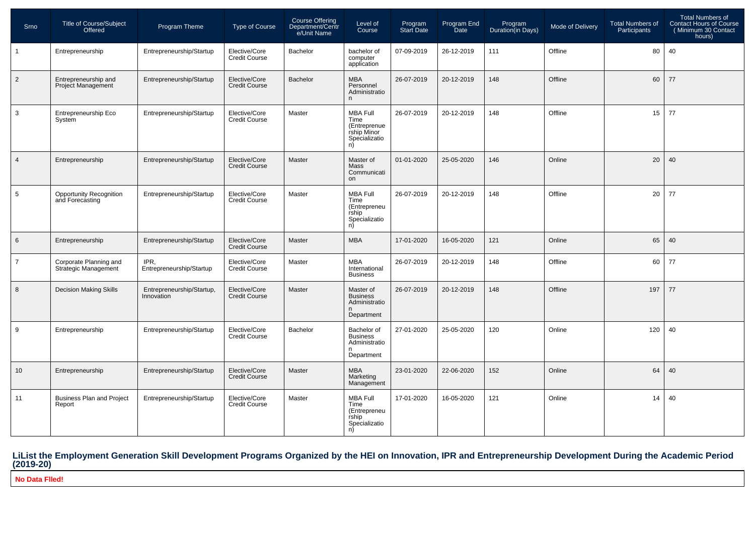| Srno | Title of Course/Subject Offered | Program Theme | Type of Course | Course Offering Department/Centre/Unit Name | Level of Course | Program Start Date | Program End Date | Program Duration(in Days) | Mode of Delivery | Total Numbers of Participants | Total Numbers of Contact Hours of Course ( Minimum 30 Contact hours) |
|---|---|---|---|---|---|---|---|---|---|---|---|
| 1 | Entrepreneurship | Entrepreneurship/Startup | Elective/Core Credit Course | Bachelor | bachelor of computer application | 07-09-2019 | 26-12-2019 | 111 | Offline | 80 | 40 |
| 2 | Entrepreneurship and Project Management | Entrepreneurship/Startup | Elective/Core Credit Course | Bachelor | MBA Personnel Administration | 26-07-2019 | 20-12-2019 | 148 | Offline | 60 | 77 |
| 3 | Entrepreneurship Eco System | Entrepreneurship/Startup | Elective/Core Credit Course | Master | MBA Full Time (Entreprenuership Minor Specialization) | 26-07-2019 | 20-12-2019 | 148 | Offline | 15 | 77 |
| 4 | Entrepreneurship | Entrepreneurship/Startup | Elective/Core Credit Course | Master | Master of Mass Communication | 01-01-2020 | 25-05-2020 | 146 | Online | 20 | 40 |
| 5 | Opportunity Recognition and Forecasting | Entrepreneurship/Startup | Elective/Core Credit Course | Master | MBA Full Time (Entrepreneurship Specialization) | 26-07-2019 | 20-12-2019 | 148 | Offline | 20 | 77 |
| 6 | Entrepreneurship | Entrepreneurship/Startup | Elective/Core Credit Course | Master | MBA | 17-01-2020 | 16-05-2020 | 121 | Online | 65 | 40 |
| 7 | Corporate Planning and Strategic Management | IPR, Entrepreneurship/Startup | Elective/Core Credit Course | Master | MBA International Business | 26-07-2019 | 20-12-2019 | 148 | Offline | 60 | 77 |
| 8 | Decision Making Skills | Entrepreneurship/Startup, Innovation | Elective/Core Credit Course | Master | Master of Business Administration Department | 26-07-2019 | 20-12-2019 | 148 | Offline | 197 | 77 |
| 9 | Entrepreneurship | Entrepreneurship/Startup | Elective/Core Credit Course | Bachelor | Bachelor of Business Administration Department | 27-01-2020 | 25-05-2020 | 120 | Online | 120 | 40 |
| 10 | Entrepreneurship | Entrepreneurship/Startup | Elective/Core Credit Course | Master | MBA Marketing Management | 23-01-2020 | 22-06-2020 | 152 | Online | 64 | 40 |
| 11 | Business Plan and Project Report | Entrepreneurship/Startup | Elective/Core Credit Course | Master | MBA Full Time (Entrepreneurship Specialization) | 17-01-2020 | 16-05-2020 | 121 | Online | 14 | 40 |

## LiList the Employment Generation Skill Development Programs Organized by the HEI on Innovation, IPR and Entrepreneurship Development During the Academic Period (2019-20)

**No Data Flled!**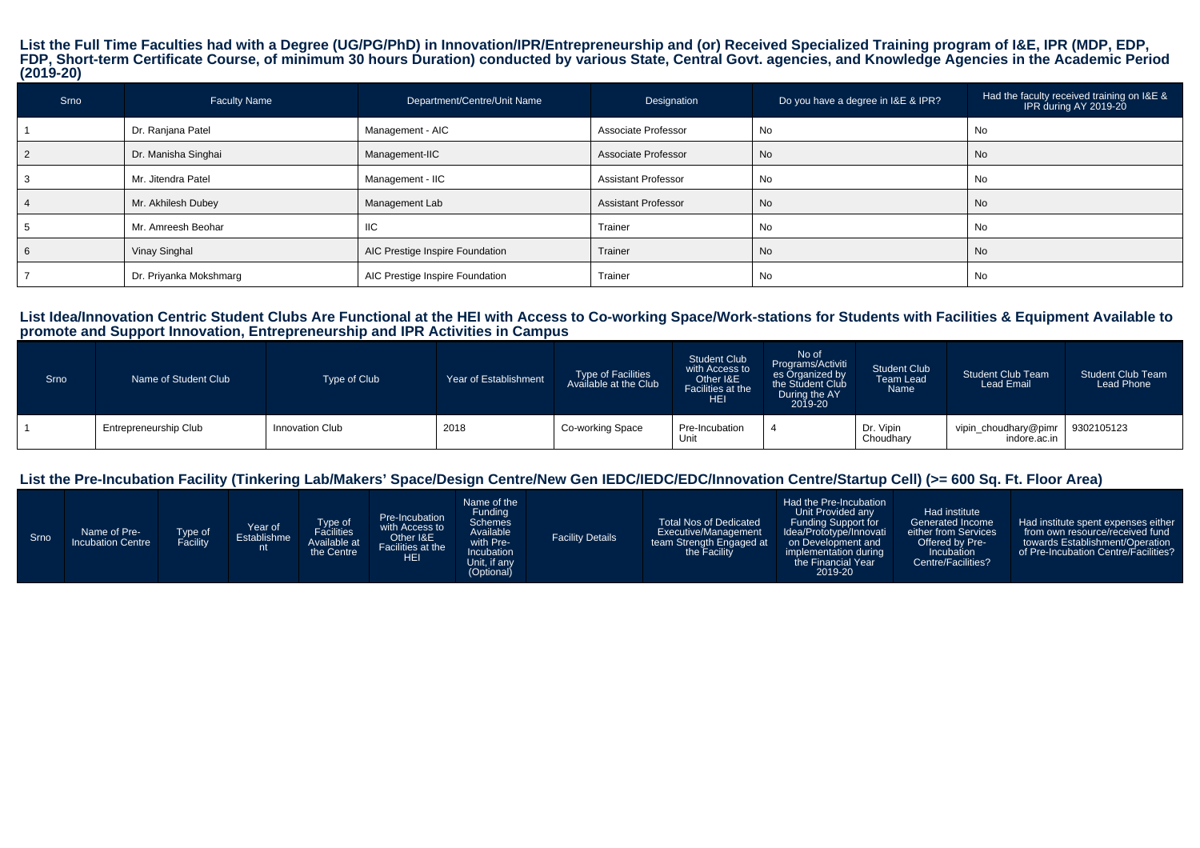## List the Full Time Faculties had with a Degree (UG/PG/PhD) in Innovation/IPR/Entrepreneurship and (or) Received Specialized Training program of I&E, IPR (MDP, EDP, FDP, Short-term Certificate Course, of minimum 30 hours Duration) conducted by various State, Central Govt. agencies, and Knowledge Agencies in the Academic Period (2019-20)

| Srno | Faculty Name | Department/Centre/Unit Name | Designation | Do you have a degree in I&E & IPR? | Had the faculty received training on I&E & IPR during AY 2019-20 |
|---|---|---|---|---|---|
| 1 | Dr. Ranjana Patel | Management - AIC | Associate Professor | No | No |
| 2 | Dr. Manisha Singhai | Management-IIC | Associate Professor | No | No |
| 3 | Mr. Jitendra Patel | Management - IIC | Assistant Professor | No | No |
| 4 | Mr. Akhilesh Dubey | Management Lab | Assistant Professor | No | No |
| 5 | Mr. Amreesh Beohar | IIC | Trainer | No | No |
| 6 | Vinay Singhal | AIC Prestige Inspire Foundation | Trainer | No | No |
| 7 | Dr. Priyanka Mokshmarg | AIC Prestige Inspire Foundation | Trainer | No | No |

## List Idea/Innovation Centric Student Clubs Are Functional at the HEI with Access to Co-working Space/Work-stations for Students with Facilities & Equipment Available to promote and Support Innovation, Entrepreneurship and IPR Activities in Campus

| Srno | Name of Student Club | Type of Club | Year of Establishment | Type of Facilities Available at the Club | Student Club with Access to Other I&E Facilities at the HEI | No of Programs/Activities Organized by the Student Club During the AY 2019-20 | Student Club Team Lead Name | Student Club Team Lead Email | Student Club Team Lead Phone |
|---|---|---|---|---|---|---|---|---|---|
| 1 | Entrepreneurship Club | Innovation Club | 2018 | Co-working Space | Pre-Incubation Unit | 4 | Dr. Vipin Choudhary | vipin_choudhary@pimrindore.ac.in | 9302105123 |

## List the Pre-Incubation Facility (Tinkering Lab/Makers' Space/Design Centre/New Gen IEDC/IEDC/EDC/Innovation Centre/Startup Cell) (>= 600 Sq. Ft. Floor Area)

| Srno | Name of Pre-Incubation Centre | Type of Facility | Year of Establishment | Type of Facilities Available at the Centre | Pre-Incubation with Access to Other I&E Facilities at the HEI | Name of the Funding Schemes Available with Pre-Incubation Unit, if any (Optional) | Facility Details | Total Nos of Dedicated Executive/Management team Strength Engaged at the Facility | Had the Pre-Incubation Unit Provided any Funding Support for Idea/Prototype/Innovation on Development and implementation during the Financial Year 2019-20 | Had institute Generated Income either from Services Offered by Pre-Incubation Centre/Facilities? | Had institute spent expenses either from own resource/received fund towards Establishment/Operation of Pre-Incubation Centre/Facilities? |
|---|---|---|---|---|---|---|---|---|---|---|---|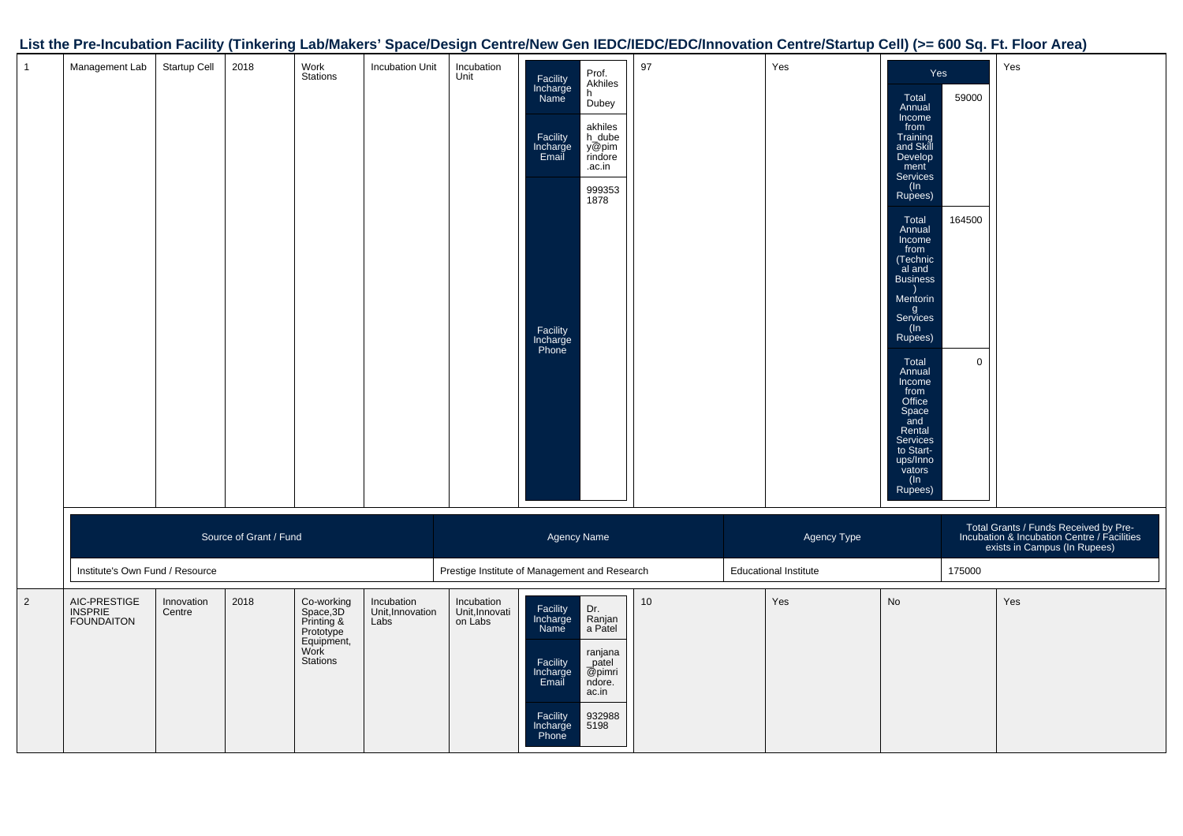## List the Pre-Incubation Facility (Tinkering Lab/Makers' Space/Design Centre/New Gen IEDC/IEDC/EDC/Innovation Centre/Startup Cell) (>= 600 Sq. Ft. Floor Area)

| | | | | | | | | | | | |
|---|---|---|---|---|---|---|---|---|---|---|---|
| 1 | Management Lab | Startup Cell | 2018 | Work Stations | Incubation Unit | Incubation Unit | Facility Incharge Name: Prof. Akhilesh Dubey<br>Facility Incharge Email: akhilesh_dubey@pimrindore.ac.in<br>Facility Incharge Phone: 9993531878 | 97 | Yes | Yes<br>Total Annual Income from Training and Skill Development Services (In Rupees): 59000<br>Total Annual Income from (Technical and Business) Mentoring Services (In Rupees): 164500<br>Total Annual Income from Office Space and Rental Services to Start-ups/Innovators (In Rupees): 0 | Yes |

| Source of Grant / Fund | Agency Name | Agency Type | Total Grants / Funds Received by Pre-Incubation & Incubation Centre / Facilities exists in Campus (In Rupees) |
|---|---|---|---|
| Institute's Own Fund / Resource | Prestige Institute of Management and Research | Educational Institute | 175000 |

| | | | | | | | | | | | |
|---|---|---|---|---|---|---|---|---|---|---|---|
| 2 | AIC-PRESTIGE INSPRIE FOUNDAITON | Innovation Centre | 2018 | Co-working Space,3D Printing & Prototype Equipment, Work Stations | Incubation Unit,Innovation Labs | Incubation Unit,Innovation Labs | Facility Incharge Name: Dr. Ranjana Patel<br>Facility Incharge Email: ranjana_patel@pimrindore.ac.in<br>Facility Incharge Phone: 9329885198 | 10 | Yes | No | Yes |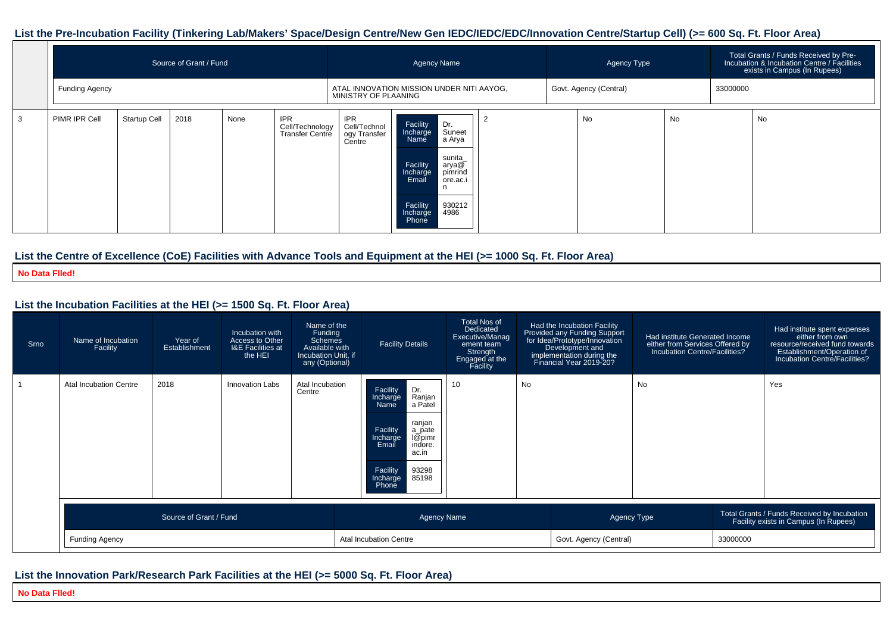## List the Pre-Incubation Facility (Tinkering Lab/Makers' Space/Design Centre/New Gen IEDC/IEDC/EDC/Innovation Centre/Startup Cell) (>= 600 Sq. Ft. Floor Area)

| Source of Grant / Fund | Agency Name | Agency Type | Total Grants / Funds Received by Pre-Incubation & Incubation Centre / Facilities exists in Campus (In Rupees) |
|---|---|---|---|
| Funding Agency | ATAL INNOVATION MISSION UNDER NITI AAYOG, MINISTRY OF PLAANING | Govt. Agency (Central) | 33000000 |

| 3 | PIMR IPR Cell | Startup Cell | 2018 | None | IPR Cell/Technology Transfer Centre | IPR Cell/Technology Transfer Centre | Facility Incharge Name: Dr. Suneeta Arya; Facility Incharge Email: sunita_arya@pimrindore.ac.in; Facility Incharge Phone: 9302124986 | 2 | No | No | No |
|---|---|---|---|---|---|---|---|---|---|---|---|

## List the Centre of Excellence (CoE) Facilities with Advance Tools and Equipment at the HEI (>= 1000 Sq. Ft. Floor Area)

**No Data Flled!**

## List the Incubation Facilities at the HEI (>= 1500 Sq. Ft. Floor Area)

| Srno | Name of Incubation Facility | Year of Establishment | Incubation with Access to Other I&E Facilities at the HEI | Name of the Funding Schemes Available with Incubation Unit, if any (Optional) | Facility Details | Total Nos of Dedicated Executive/Management team Strength Engaged at the Facility | Had the Incubation Facility Provided any Funding Support for Idea/Prototype/Innovation Development and implementation during the Financial Year 2019-20? | Had institute Generated Income either from Services Offered by Incubation Centre/Facilities? | Had institute spent expenses either from own resource/received fund towards Establishment/Operation of Incubation Centre/Facilities? |
|---|---|---|---|---|---|---|---|---|---|
| 1 | Atal Incubation Centre | 2018 | Innovation Labs | Atal Incubation Centre | Facility Incharge Name: Dr. Ranjana Patel; Facility Incharge Email: ranjana_patel@pimrindore.ac.in; Facility Incharge Phone: 9329885198 | 10 | No | No | Yes |

| Source of Grant / Fund | Agency Name | Agency Type | Total Grants / Funds Received by Incubation Facility exists in Campus (In Rupees) |
|---|---|---|---|
| Funding Agency | Atal Incubation Centre | Govt. Agency (Central) | 33000000 |

## List the Innovation Park/Research Park Facilities at the HEI (>= 5000 Sq. Ft. Floor Area)

**No Data Flled!**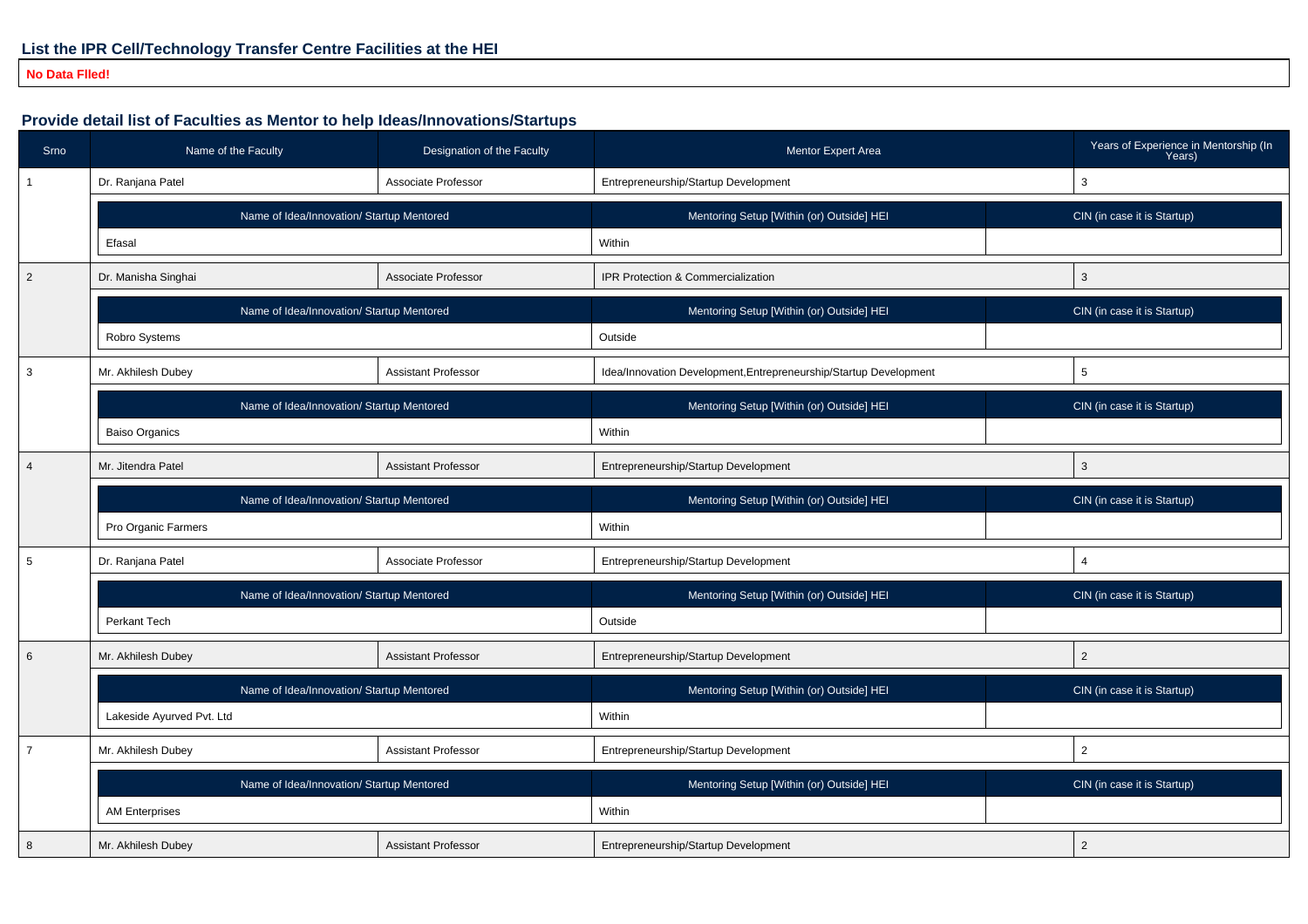### List the IPR Cell/Technology Transfer Centre Facilities at the HEI

**No Data FIled!**

### Provide detail list of Faculties as Mentor to help Ideas/Innovations/Startups

| Srno | Name of the Faculty | Designation of the Faculty | Mentor Expert Area | Years of Experience in Mentorship (In Years) |
|---|---|---|---|---|
| 1 | Dr. Ranjana Patel | Associate Professor | Entrepreneurship/Startup Development | 3 |

| Name of Idea/Innovation/ Startup Mentored | Mentoring Setup [Within (or) Outside] HEI | CIN (in case it is Startup) |
|---|---|---|
| Efasal | Within | |

| Srno | Name of the Faculty | Designation of the Faculty | Mentor Expert Area | Years of Experience in Mentorship (In Years) |
|---|---|---|---|---|
| 2 | Dr. Manisha Singhai | Associate Professor | IPR Protection & Commercialization | 3 |

| Name of Idea/Innovation/ Startup Mentored | Mentoring Setup [Within (or) Outside] HEI | CIN (in case it is Startup) |
|---|---|---|
| Robro Systems | Outside | |

| Srno | Name of the Faculty | Designation of the Faculty | Mentor Expert Area | Years of Experience in Mentorship (In Years) |
|---|---|---|---|---|
| 3 | Mr. Akhilesh Dubey | Assistant Professor | Idea/Innovation Development,Entrepreneurship/Startup Development | 5 |

| Name of Idea/Innovation/ Startup Mentored | Mentoring Setup [Within (or) Outside] HEI | CIN (in case it is Startup) |
|---|---|---|
| Baiso Organics | Within | |

| Srno | Name of the Faculty | Designation of the Faculty | Mentor Expert Area | Years of Experience in Mentorship (In Years) |
|---|---|---|---|---|
| 4 | Mr. Jitendra Patel | Assistant Professor | Entrepreneurship/Startup Development | 3 |

| Name of Idea/Innovation/ Startup Mentored | Mentoring Setup [Within (or) Outside] HEI | CIN (in case it is Startup) |
|---|---|---|
| Pro Organic Farmers | Within | |

| Srno | Name of the Faculty | Designation of the Faculty | Mentor Expert Area | Years of Experience in Mentorship (In Years) |
|---|---|---|---|---|
| 5 | Dr. Ranjana Patel | Associate Professor | Entrepreneurship/Startup Development | 4 |

| Name of Idea/Innovation/ Startup Mentored | Mentoring Setup [Within (or) Outside] HEI | CIN (in case it is Startup) |
|---|---|---|
| Perkant Tech | Outside | |

| Srno | Name of the Faculty | Designation of the Faculty | Mentor Expert Area | Years of Experience in Mentorship (In Years) |
|---|---|---|---|---|
| 6 | Mr. Akhilesh Dubey | Assistant Professor | Entrepreneurship/Startup Development | 2 |

| Name of Idea/Innovation/ Startup Mentored | Mentoring Setup [Within (or) Outside] HEI | CIN (in case it is Startup) |
|---|---|---|
| Lakeside Ayurved Pvt. Ltd | Within | |

| Srno | Name of the Faculty | Designation of the Faculty | Mentor Expert Area | Years of Experience in Mentorship (In Years) |
|---|---|---|---|---|
| 7 | Mr. Akhilesh Dubey | Assistant Professor | Entrepreneurship/Startup Development | 2 |

| Name of Idea/Innovation/ Startup Mentored | Mentoring Setup [Within (or) Outside] HEI | CIN (in case it is Startup) |
|---|---|---|
| AM Enterprises | Within | |

| Srno | Name of the Faculty | Designation of the Faculty | Mentor Expert Area | Years of Experience in Mentorship (In Years) |
|---|---|---|---|---|
| 8 | Mr. Akhilesh Dubey | Assistant Professor | Entrepreneurship/Startup Development | 2 |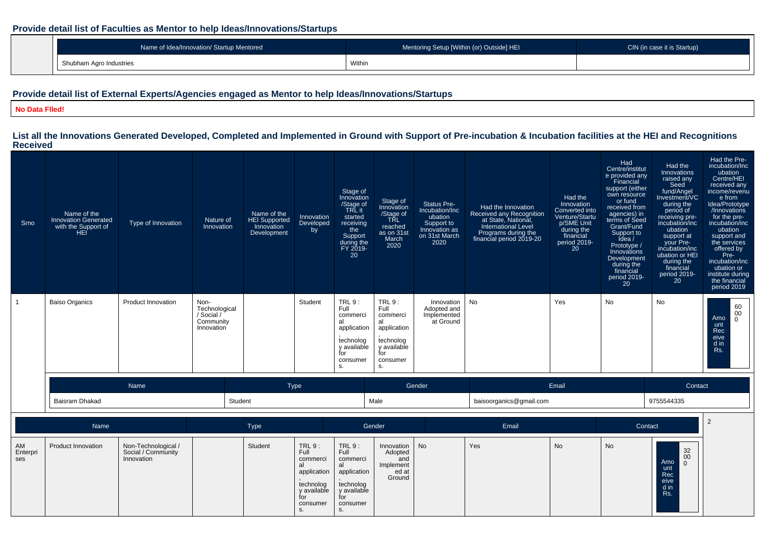## Provide detail list of Faculties as Mentor to help Ideas/Innovations/Startups

| Name of Idea/Innovation/ Startup Mentored | Mentoring Setup [Within (or) Outside] HEI | CIN (in case it is Startup) |
|---|---|---|
| Shubham Agro Industries | Within | |

## Provide detail list of External Experts/Agencies engaged as Mentor to help Ideas/Innovations/Startups

**No Data FIled!**

## List all the Innovations Generated Developed, Completed and Implemented in Ground with Support of Pre-incubation & Incubation facilities at the HEI and Recognitions Received

| Srno | Name of the Innovation Generated with the Support of HEI | Type of Innovation | Nature of Innovation | Name of the HEI Supported Innovation Development | Innovation Developed by | Stage of Innovation /Stage of TRL it started receiving the Support during the FY 2019-20 | Stage of Innovation /Stage of TRL reached as on 31st March 2020 | Status Pre-Incubation/Incubation Support to Innovation as on 31st March 2020 | Had the Innovation Received any Recognition at State, National, International Level Programs during the financial period 2019-20 | Had the Innovation Converted into Venture/Startup/SME Unit during the financial period 2019-20 | Had Centre/institute provided any Financial support (either own resource or fund received from agencies) in terms of Seed Grant/Fund Support to Idea / Prototype / Innovations Development during the financial period 2019-20 | Had the Innovations raised any Seed fund/Angel Investment/VC during the period of receiving pre-incubation/incubation support at your Pre-incubation/incubation or HEI during the financial period 2019-20 | Had the Pre-incubation/Incubation Centre/HEI received any income/revenue from Idea/Prototype /Innovations for the pre-incubation/incubation support and the services offered by Pre-incubation/incubation or institute during the financial period 2019 |
|---|---|---|---|---|---|---|---|---|---|---|---|---|---|
| 1 | Baiso Organics | Product Innovation | Non-Technological / Social / Community Innovation | | Student | TRL 9 : Full commercial application, technology available for consumers. | TRL 9 : Full commercial application, technology available for consumers. | Innovation Adopted and Implemented at Ground | No | Yes | No | No | Amount Received in Rs. 60000 |

| Name | Type | Gender | Email | Contact |
|---|---|---|---|---|
| Baisram Dhakad | Student | Male | baisoorganics@gmail.com | 9755544335 |

| Srno | Name of the Innovation Generated with the Support of HEI | Type of Innovation | Nature of Innovation | Name of the HEI Supported Innovation Development | Innovation Developed by | Stage of Innovation /Stage of TRL it started receiving the Support during the FY 2019-20 | Stage of Innovation /Stage of TRL reached as on 31st March 2020 | Status Pre-Incubation/Incubation Support to Innovation as on 31st March 2020 | Had the Innovation Received any Recognition at State, National, International Level Programs during the financial period 2019-20 | Had the Innovation Converted into Venture/Startup/SME Unit during the financial period 2019-20 | Had Centre/institute provided any Financial support (either own resource or fund received from agencies) in terms of Seed Grant/Fund Support to Idea / Prototype / Innovations Development during the financial period 2019-20 | Had the Innovations raised any Seed fund/Angel Investment/VC during the period of receiving pre-incubation/incubation support at your Pre-incubation/incubation or HEI during the financial period 2019-20 | Had the Pre-incubation/Incubation Centre/HEI received any income/revenue from Idea/Prototype /Innovations for the pre-incubation/incubation support and the services offered by Pre-incubation/incubation or institute during the financial period 2019 |
|---|---|---|---|---|---|---|---|---|---|---|---|---|---|
| 2 | AM Enterprises | Product Innovation | Non-Technological / Social / Community Innovation | | Student | TRL 9 : Full commercial application, technology available for consumers. | TRL 9 : Full commercial application, technology available for consumers. | Innovation Adopted and Implemented at Ground | No | Yes | No | No | Amount Received in Rs. 32000 |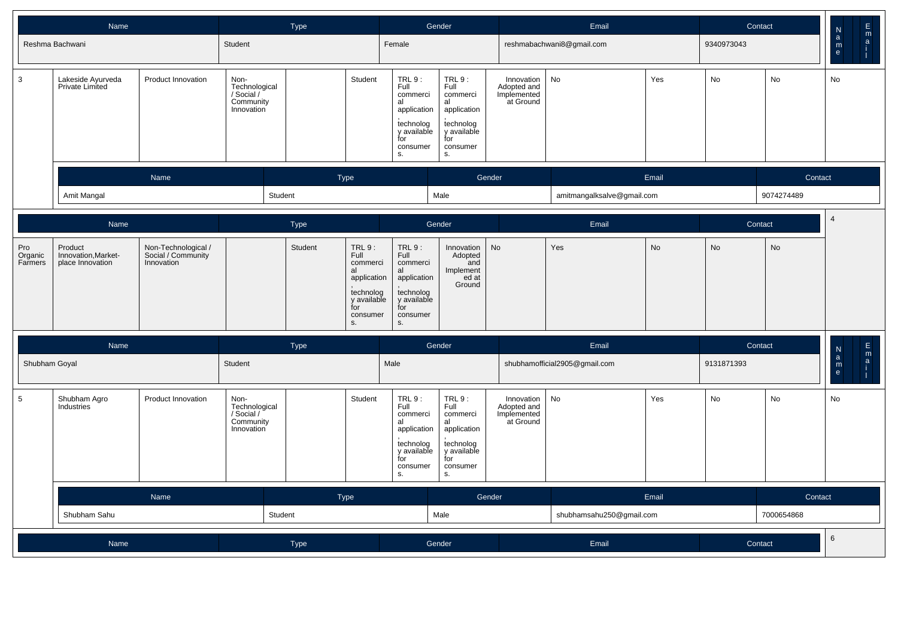| Name | Type | Gender | Email | Contact |
|---|---|---|---|---|
| Reshma Bachwani | Student | Female | reshmabachwani8@gmail.com | 9340973043 |

| 3 | Lakeside Ayurveda Private Limited | Product Innovation | Non-Technological / Social / Community Innovation | | Student | TRL 9 : Full commercial application, technology available for consumers. | TRL 9 : Full commercial application, technology available for consumers. | Innovation Adopted and Implemented at Ground | No | Yes | No | No | No |
|---|---|---|---|---|---|---|---|---|---|---|---|---|---|

| Name | Type | Gender | Email | Contact |
|---|---|---|---|---|
| Amit Mangal | Student | Male | amitmangalksalve@gmail.com | 9074274489 |

| 4 | Pro Organic Farmers | Product Innovation,Market-place Innovation | Non-Technological / Social / Community Innovation | | Student | TRL 9 : Full commercial application, technology available for consumers. | TRL 9 : Full commercial application, technology available for consumers. | Innovation Adopted and Implemented at Ground | No | Yes | No | No | No |
|---|---|---|---|---|---|---|---|---|---|---|---|---|---|

| Name | Type | Gender | Email | Contact |
|---|---|---|---|---|
| Shubham Goyal | Student | Male | shubhamofficial2905@gmail.com | 9131871393 |

| 5 | Shubham Agro Industries | Product Innovation | Non-Technological / Social / Community Innovation | | Student | TRL 9 : Full commercial application, technology available for consumers. | TRL 9 : Full commercial application, technology available for consumers. | Innovation Adopted and Implemented at Ground | No | Yes | No | No | No |
|---|---|---|---|---|---|---|---|---|---|---|---|---|---|

| Name | Type | Gender | Email | Contact |
|---|---|---|---|---|
| Shubham Sahu | Student | Male | shubhamsahu250@gmail.com | 7000654868 |

| 6 | | | | | | | | | | | | | |
|---|---|---|---|---|---|---|---|---|---|---|---|---|---|

| Name | Type | Gender | Email | Contact |
|---|---|---|---|---|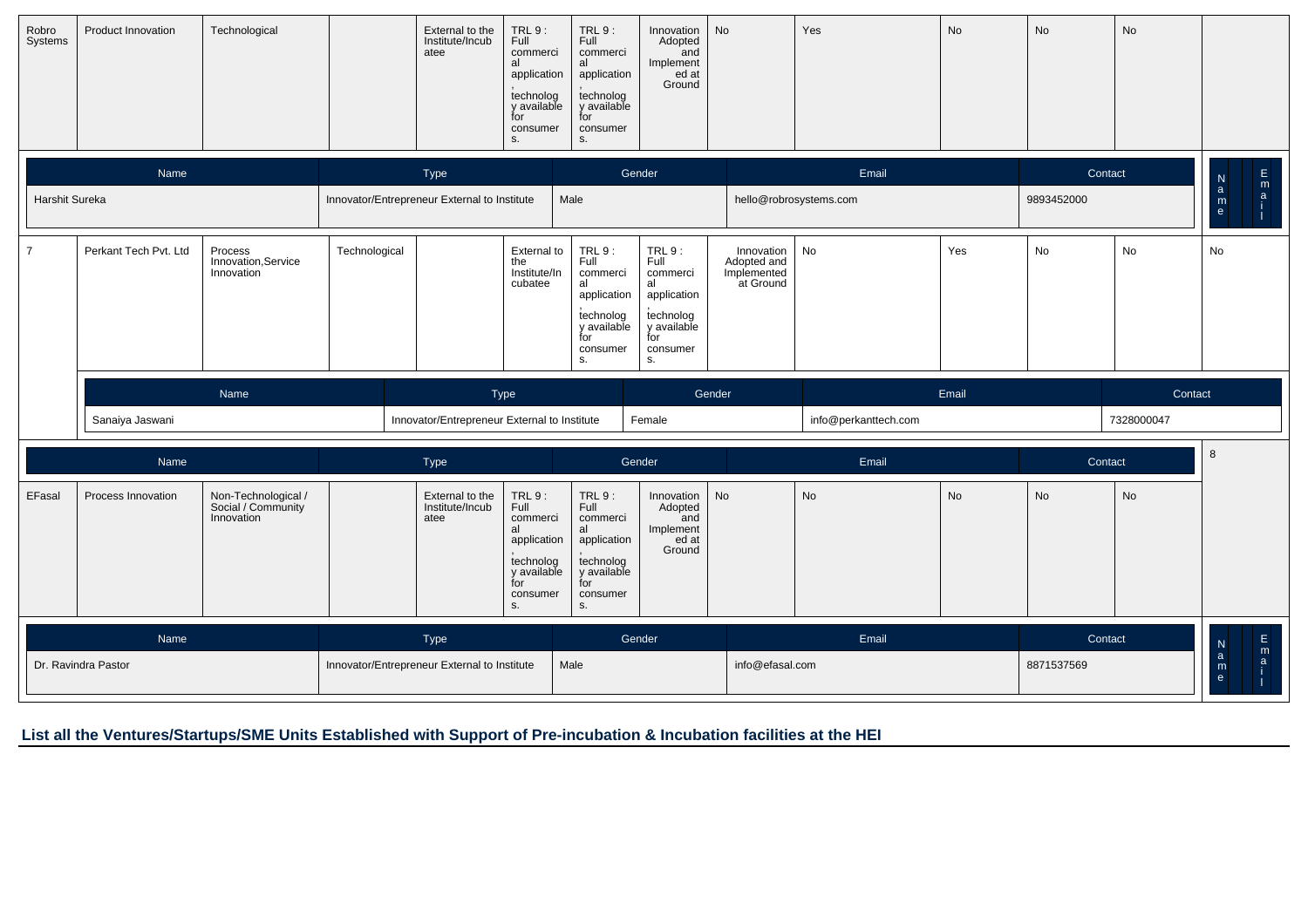| Robro Systems | Product Innovation | Technological | | External to the Institute/Incubatee | TRL 9 : Full commercial application, technology available for consumers. | TRL 9 : Full commercial application, technology available for consumers. | Innovation Adopted and Implemented at Ground | No | Yes | No | No | No | |
|---|---|---|---|---|---|---|---|---|---|---|---|---|---|

| Name | Type | Gender | Email | Contact |
|---|---|---|---|---|
| Harshit Sureka | Innovator/Entrepreneur External to Institute | Male | hello@robrosystems.com | 9893452000 |

| 7 | Perkant Tech Pvt. Ltd | Process Innovation,Service Innovation | Technological | | External to the Institute/Incubatee | TRL 9 : Full commercial application, technology available for consumers. | TRL 9 : Full commercial application, technology available for consumers. | Innovation Adopted and Implemented at Ground | No | Yes | No | No | No |
|---|---|---|---|---|---|---|---|---|---|---|---|---|---|

| Name | Type | Gender | Email | Contact |
|---|---|---|---|---|
| Sanaiya Jaswani | Innovator/Entrepreneur External to Institute | Female | info@perkanttech.com | 7328000047 |

| 8 | | | | | | | | | | | | | |
|---|---|---|---|---|---|---|---|---|---|---|---|---|---|
| EFasal | Process Innovation | Non-Technological / Social / Community Innovation | | External to the Institute/Incubatee | TRL 9 : Full commercial application, technology available for consumers. | TRL 9 : Full commercial application, technology available for consumers. | Innovation Adopted and Implemented at Ground | No | No | No | No | No | |

| Name | Type | Gender | Email | Contact |
|---|---|---|---|---|
| Dr. Ravindra Pastor | Innovator/Entrepreneur External to Institute | Male | info@efasal.com | 8871537569 |

## List all the Ventures/Startups/SME Units Established with Support of Pre-incubation & Incubation facilities at the HEI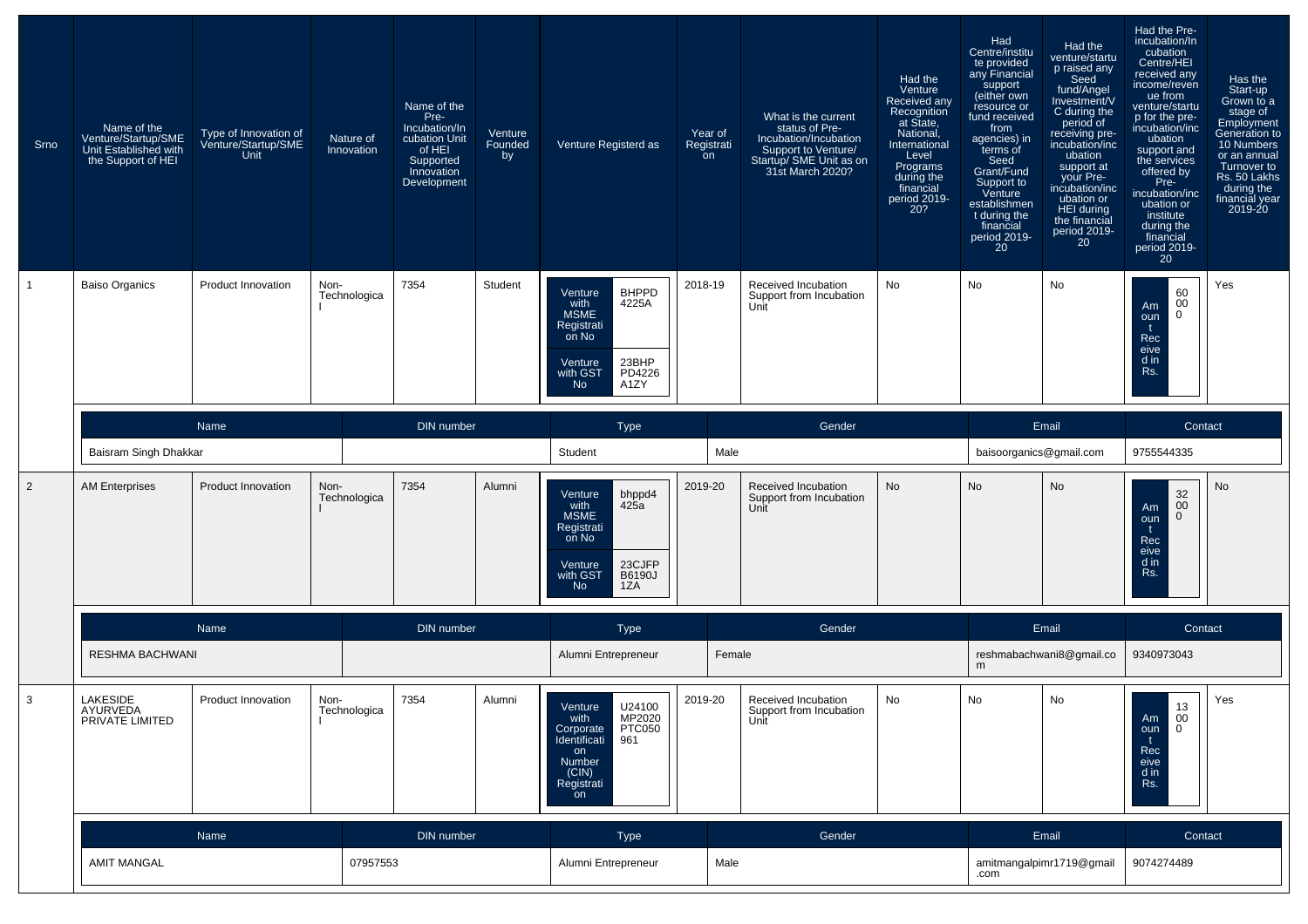| Srno | Name of the Venture/Startup/SME Unit Established with the Support of HEI | Type of Innovation of Venture/Startup/SME Unit | Nature of Innovation | Name of the Pre-Incubation/Incubation Unit of HEI Supported Innovation Development | Venture Founded by | Venture Registerd as | Year of Registration | What is the current status of Pre-Incubation/Incubation Support to Venture/Startup/ SME Unit as on 31st March 2020? | Had the Venture Received any Recognition at State, National, International Level Programs during the financial period 2019-20? | Had Centre/institute provided any Financial support (either own resource or fund received from agencies) in terms of Seed Grant/Fund Support to Venture establishment during the financial period 2019-20 | Had the venture/startup raised any Seed fund/Angel Investment/VC during the period of receiving pre-incubation/incubation support at your Pre-incubation/incubation or HEI during the financial period 2019-20 | Had the Pre-incubation/Incubation Centre/HEI received any income/revenue from venture/startup for the pre-incubation/incubation support and the services offered by Pre-incubation/incubation or institute during the financial period 2019-20 | Has the Start-up Grown to a stage of Employment Generation to 10 Numbers or an annual Turnover to Rs. 50 Lakhs during the financial year 2019-20 |
|---|---|---|---|---|---|---|---|---|---|---|---|---|---|
| 1 | Baiso Organics | Product Innovation | Non-Technological | 7354 | Student | Venture with MSME Registration No: BHPPD4225A; Venture with GST No: 23BHPPD4226A1ZY | 2018-19 | Received Incubation Support from Incubation Unit | No | No | No | Amount Received in Rs.: 60000 | Yes |

| Name | DIN number | Type | Gender | Email | Contact |
|---|---|---|---|---|---|
| Baisram Singh Dhakkar | | Student | Male | baisoorganics@gmail.com | 9755544335 |

| Srno | Name of the Venture/Startup/SME Unit Established with the Support of HEI | Type of Innovation of Venture/Startup/SME Unit | Nature of Innovation | Name of the Pre-Incubation/Incubation Unit of HEI Supported Innovation Development | Venture Founded by | Venture Registerd as | Year of Registration | What is the current status of Pre-Incubation/Incubation Support to Venture/Startup/ SME Unit as on 31st March 2020? | Had the Venture Received any Recognition at State, National, International Level Programs during the financial period 2019-20? | Had Centre/institute provided any Financial support (either own resource or fund received from agencies) in terms of Seed Grant/Fund Support to Venture establishment during the financial period 2019-20 | Had the venture/startup raised any Seed fund/Angel Investment/VC during the period of receiving pre-incubation/incubation support at your Pre-incubation/incubation or HEI during the financial period 2019-20 | Had the Pre-incubation/Incubation Centre/HEI received any income/revenue from venture/startup for the pre-incubation/incubation support and the services offered by Pre-incubation/incubation or institute during the financial period 2019-20 | Has the Start-up Grown to a stage of Employment Generation to 10 Numbers or an annual Turnover to Rs. 50 Lakhs during the financial year 2019-20 |
|---|---|---|---|---|---|---|---|---|---|---|---|---|---|
| 2 | AM Enterprises | Product Innovation | Non-Technological | 7354 | Alumni | Venture with MSME Registration No: bhppd4425a; Venture with GST No: 23CJFPB6190J1ZA | 2019-20 | Received Incubation Support from Incubation Unit | No | No | No | Amount Received in Rs.: 32000 | No |

| Name | DIN number | Type | Gender | Email | Contact |
|---|---|---|---|---|---|
| RESHMA BACHWANI | | Alumni Entrepreneur | Female | reshmabachwani8@gmail.com | 9340973043 |

| Srno | Name of the Venture/Startup/SME Unit Established with the Support of HEI | Type of Innovation of Venture/Startup/SME Unit | Nature of Innovation | Name of the Pre-Incubation/Incubation Unit of HEI Supported Innovation Development | Venture Founded by | Venture Registerd as | Year of Registration | What is the current status of Pre-Incubation/Incubation Support to Venture/Startup/ SME Unit as on 31st March 2020? | Had the Venture Received any Recognition at State, National, International Level Programs during the financial period 2019-20? | Had Centre/institute provided any Financial support (either own resource or fund received from agencies) in terms of Seed Grant/Fund Support to Venture establishment during the financial period 2019-20 | Had the venture/startup raised any Seed fund/Angel Investment/VC during the period of receiving pre-incubation/incubation support at your Pre-incubation/incubation or HEI during the financial period 2019-20 | Had the Pre-incubation/Incubation Centre/HEI received any income/revenue from venture/startup for the pre-incubation/incubation support and the services offered by Pre-incubation/incubation or institute during the financial period 2019-20 | Has the Start-up Grown to a stage of Employment Generation to 10 Numbers or an annual Turnover to Rs. 50 Lakhs during the financial year 2019-20 |
|---|---|---|---|---|---|---|---|---|---|---|---|---|---|
| 3 | LAKESIDE AYURVEDA PRIVATE LIMITED | Product Innovation | Non-Technological | 7354 | Alumni | Venture with Corporate Identification Number (CIN) Registration: U24100MP2020PTC050961 | 2019-20 | Received Incubation Support from Incubation Unit | No | No | No | Amount Received in Rs.: 13000 | Yes |

| Name | DIN number | Type | Gender | Email | Contact |
|---|---|---|---|---|---|
| AMIT MANGAL | 07957553 | Alumni Entrepreneur | Male | amitmangalpimr1719@gmail.com | 9074274489 |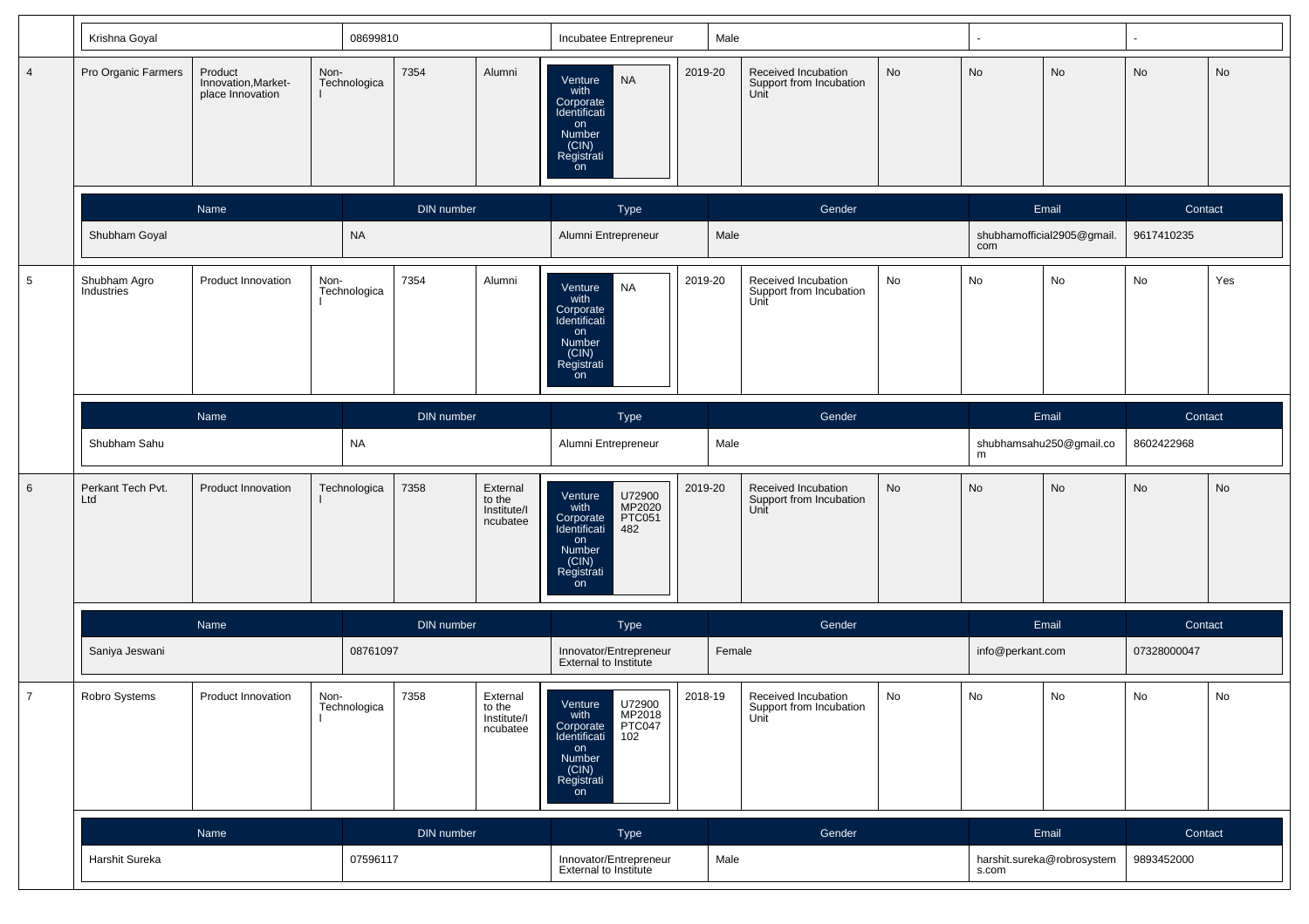| | Krishna Goyal | | 08699810 | | | Incubatee Entrepreneur | | Male | | | - | | - | |
|---|---|---|---|---|---|---|---|---|---|---|---|---|---|---|
| 4 | Pro Organic Farmers | Product Innovation,Market-place Innovation | Non-Technological | 7354 | Alumni | Venture with Corporate Identification Number (CIN) Registration | NA | 2019-20 | Received Incubation Support from Incubation Unit | No | No | No | No | No |
| | Name | | DIN number | | | Type | | Gender | | | Email | | Contact | |
| | Shubham Goyal | | NA | | | Alumni Entrepreneur | | Male | | | shubhamofficial2905@gmail.com | | 9617410235 | |
| 5 | Shubham Agro Industries | Product Innovation | Non-Technological | 7354 | Alumni | Venture with Corporate Identification Number (CIN) Registration | NA | 2019-20 | Received Incubation Support from Incubation Unit | No | No | No | No | Yes |
| | Name | | DIN number | | | Type | | Gender | | | Email | | Contact | |
| | Shubham Sahu | | NA | | | Alumni Entrepreneur | | Male | | | shubhamsahu250@gmail.com | | 8602422968 | |
| 6 | Perkant Tech Pvt. Ltd | Product Innovation | Technological | 7358 | External to the Institute/Incubatee | Venture with Corporate Identification Number (CIN) Registration | U72900MP2020PTC051482 | 2019-20 | Received Incubation Support from Incubation Unit | No | No | No | No | No |
| | Name | | DIN number | | | Type | | Gender | | | Email | | Contact | |
| | Saniya Jeswani | | 08761097 | | | Innovator/Entrepreneur External to Institute | | Female | | | info@perkant.com | | 07328000047 | |
| 7 | Robro Systems | Product Innovation | Non-Technological | 7358 | External to the Institute/Incubatee | Venture with Corporate Identification Number (CIN) Registration | U72900MP2018PTC047102 | 2018-19 | Received Incubation Support from Incubation Unit | No | No | No | No | No |
| | Name | | DIN number | | | Type | | Gender | | | Email | | Contact | |
| | Harshit Sureka | | 07596117 | | | Innovator/Entrepreneur External to Institute | | Male | | | harshit.sureka@robrosystems.com | | 9893452000 | |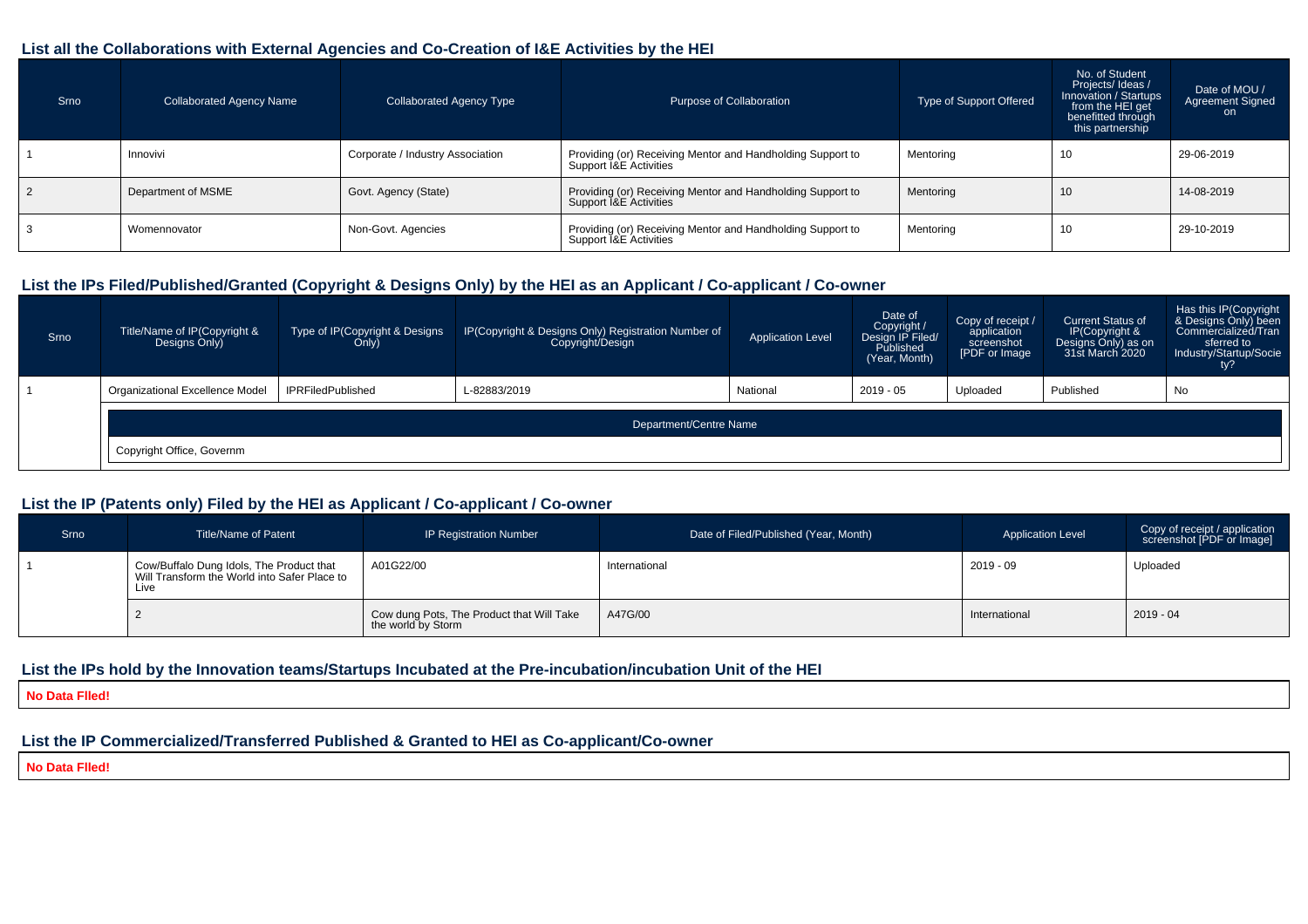## List all the Collaborations with External Agencies and Co-Creation of I&E Activities by the HEI

| Srno | Collaborated Agency Name | Collaborated Agency Type | Purpose of Collaboration | Type of Support Offered | No. of Student Projects/ Ideas / Innovation / Startups from the HEI get benefitted through this partnership | Date of MOU / Agreement Signed on |
|---|---|---|---|---|---|---|
| 1 | Innovivi | Corporate / Industry Association | Providing (or) Receiving Mentor and Handholding Support to Support I&E Activities | Mentoring | 10 | 29-06-2019 |
| 2 | Department of MSME | Govt. Agency (State) | Providing (or) Receiving Mentor and Handholding Support to Support I&E Activities | Mentoring | 10 | 14-08-2019 |
| 3 | Womennovator | Non-Govt. Agencies | Providing (or) Receiving Mentor and Handholding Support to Support I&E Activities | Mentoring | 10 | 29-10-2019 |

## List the IPs Filed/Published/Granted (Copyright & Designs Only) by the HEI as an Applicant / Co-applicant / Co-owner

| Srno | Title/Name of IP(Copyright & Designs Only) | Type of IP(Copyright & Designs Only) | IP(Copyright & Designs Only) Registration Number of Copyright/Design | Application Level | Date of Copyright / Design IP Filed/ Published (Year, Month) | Copy of receipt / application screenshot [PDF or Image | Current Status of IP(Copyright & Designs Only) as on 31st March 2020 | Has this IP(Copyright & Designs Only) been Commercialized/Transferred to Industry/Startup/Society? |
|---|---|---|---|---|---|---|---|---|
| 1 | Organizational Excellence Model | IPRFiledPublished | L-82883/2019 | National | 2019 - 05 | Uploaded | Published | No |
| | Department/Centre Name | | | | | | | |
| | Copyright Office, Governm | | | | | | | |

## List the IP (Patents only) Filed by the HEI as Applicant / Co-applicant / Co-owner

| Srno | Title/Name of Patent | IP Registration Number | Date of Filed/Published (Year, Month) | Application Level | Copy of receipt / application screenshot [PDF or Image] |
|---|---|---|---|---|---|
| 1 | Cow/Buffalo Dung Idols, The Product that Will Transform the World into Safer Place to Live | A01G22/00 | International | 2019 - 09 | Uploaded |
| | 2 | Cow dung Pots, The Product that Will Take the world by Storm | A47G/00 | International | 2019 - 04 |

## List the IPs hold by the Innovation teams/Startups Incubated at the Pre-incubation/incubation Unit of the HEI

**No Data Flled!**

## List the IP Commercialized/Transferred Published & Granted to HEI as Co-applicant/Co-owner

**No Data Flled!**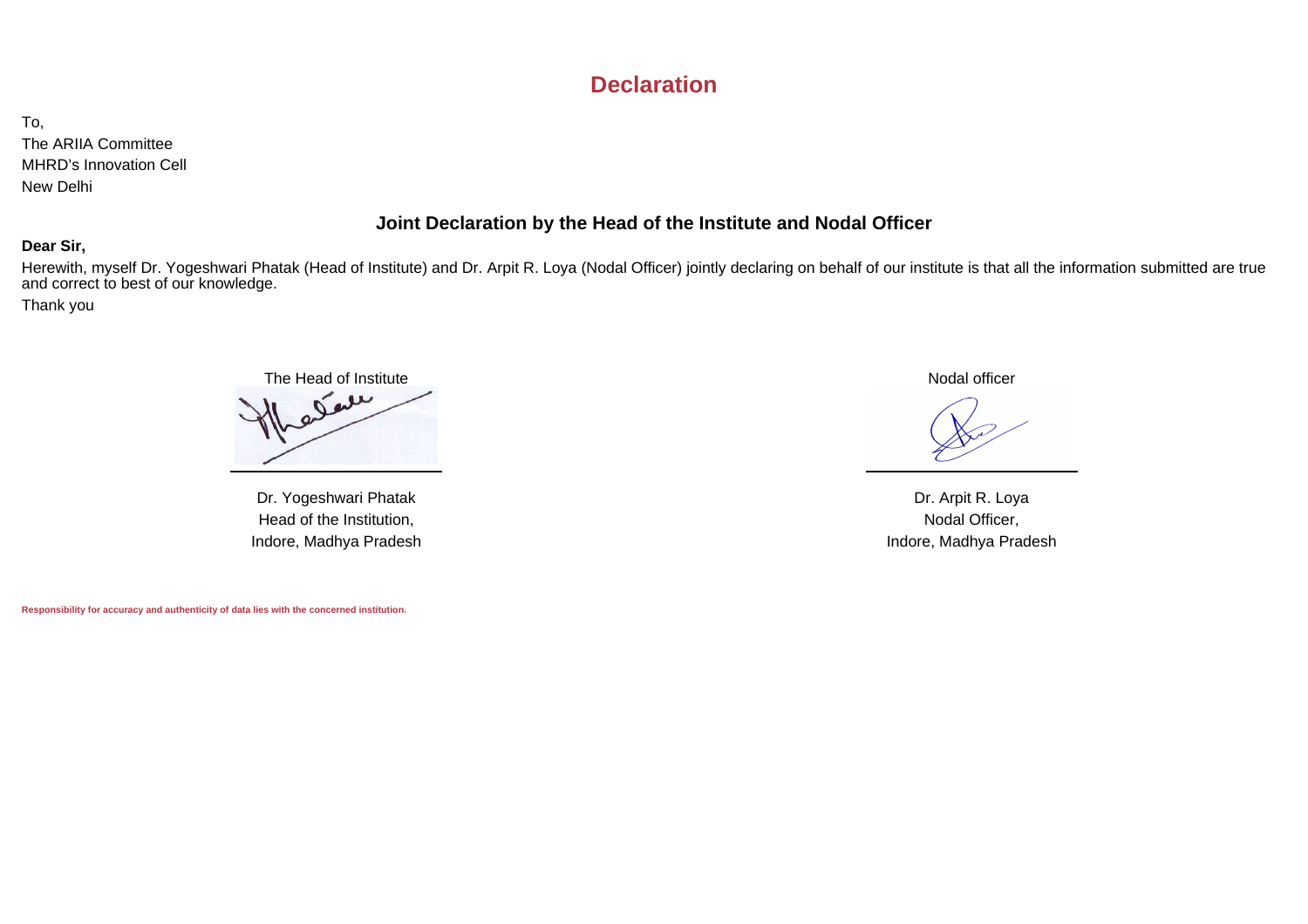# Declaration

To,

The ARIIA Committee

MHRD's Innovation Cell

New Delhi

## Joint Declaration by the Head of the Institute and Nodal Officer

**Dear Sir,**

Herewith, myself Dr. Yogeshwari Phatak (Head of Institute) and Dr. Arpit R. Loya (Nodal Officer) jointly declaring on behalf of our institute is that all the information submitted are true and correct to best of our knowledge.

Thank you

The Head of Institute

Dr. Yogeshwari Phatak
Head of the Institution,
Indore, Madhya Pradesh

Nodal officer

Dr. Arpit R. Loya
Nodal Officer,
Indore, Madhya Pradesh

**Responsibility for accuracy and authenticity of data lies with the concerned institution.**